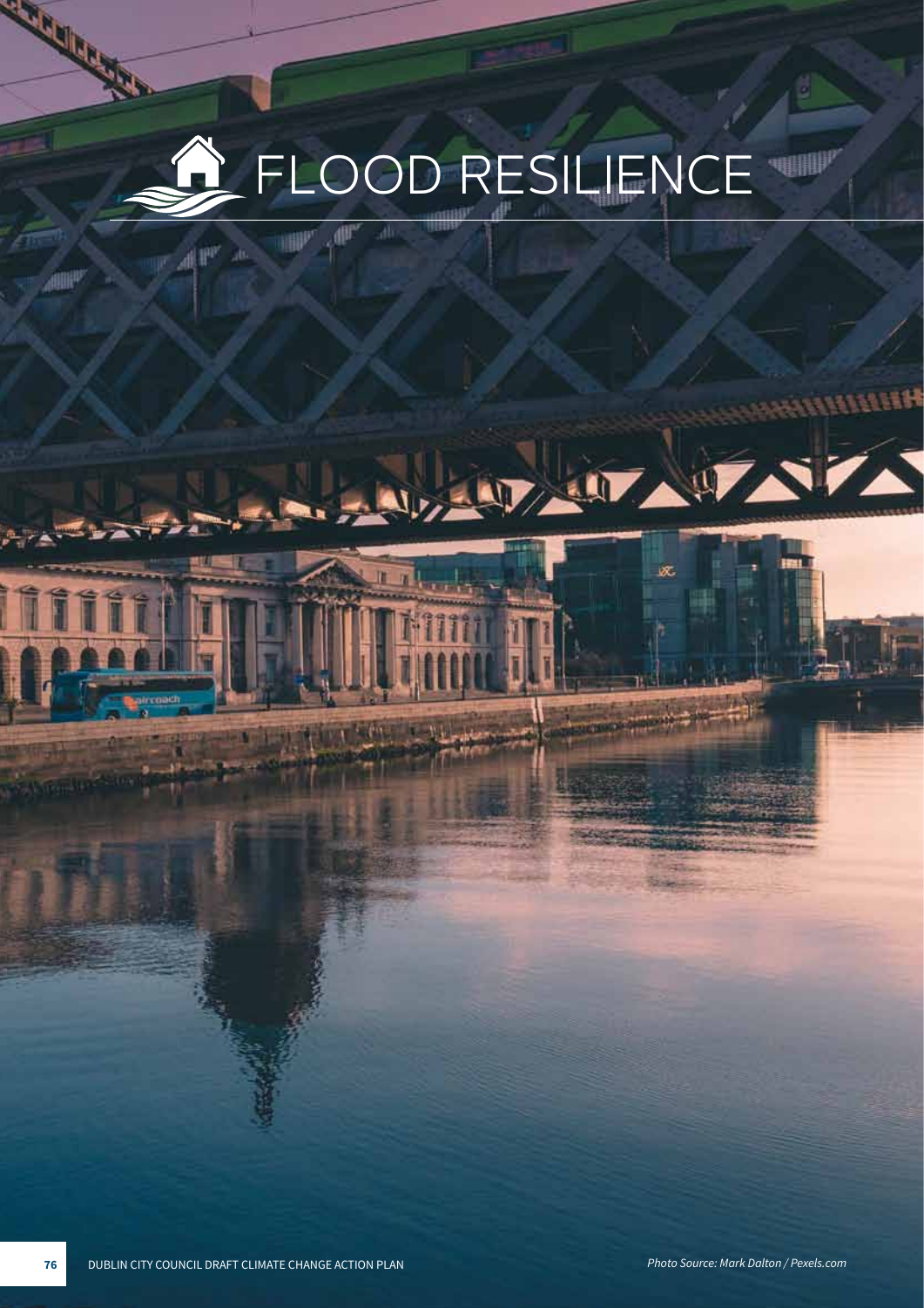# FLOOD RESILIENCE

*Photo Source: Mark Dalton / Pexels.com*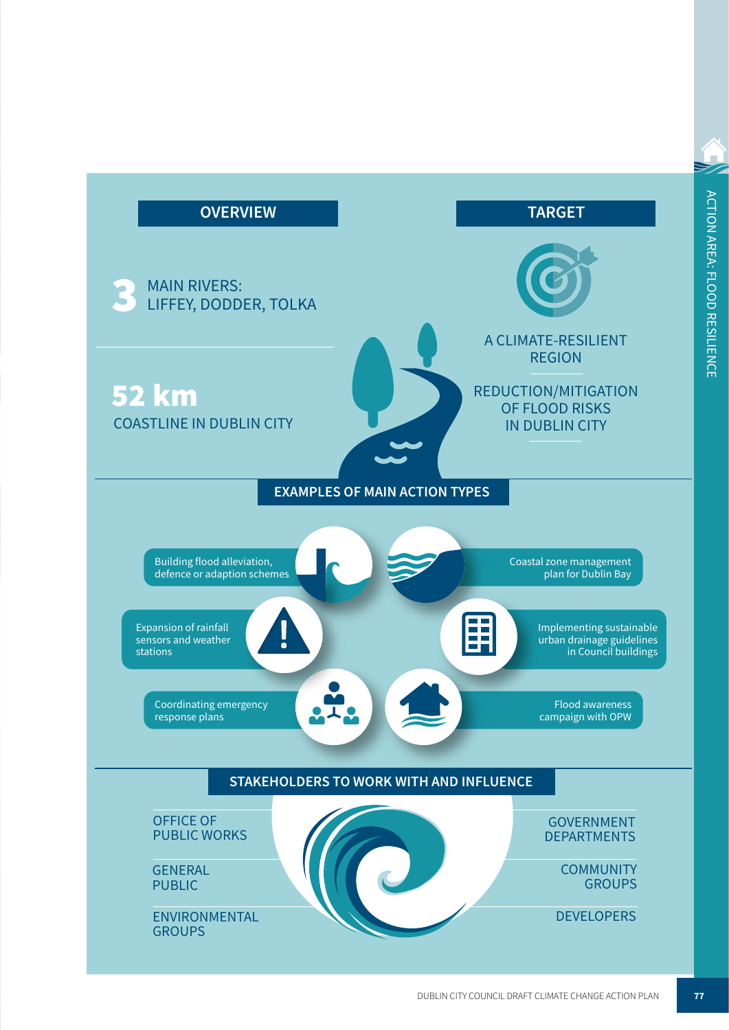## OVERVIEW

**3** MAIN RIVERS: LIFFEY, DODDER, TOLKA

**52 km** COASTLINE IN DUBLIN CITY

## TARGET

A CLIMATE-RESILIENT REGION

REDUCTION/MITIGATION OF FLOOD RISKS IN DUBLIN CITY

## EXAMPLES OF MAIN ACTION TYPES

- Building flood alleviation, defence or adaption schemes
- Coastal zone management plan for Dublin Bay
- Expansion of rainfall sensors and weather stations
- Implementing sustainable urban drainage guidelines in Council buildings
- Coordinating emergency response plans
- Flood awareness campaign with OPW

## STAKEHOLDERS TO WORK WITH AND INFLUENCE

- OFFICE OF PUBLIC WORKS
- GENERAL PUBLIC
- ENVIRONMENTAL GROUPS
- GOVERNMENT DEPARTMENTS
- COMMUNITY GROUPS
- DEVELOPERS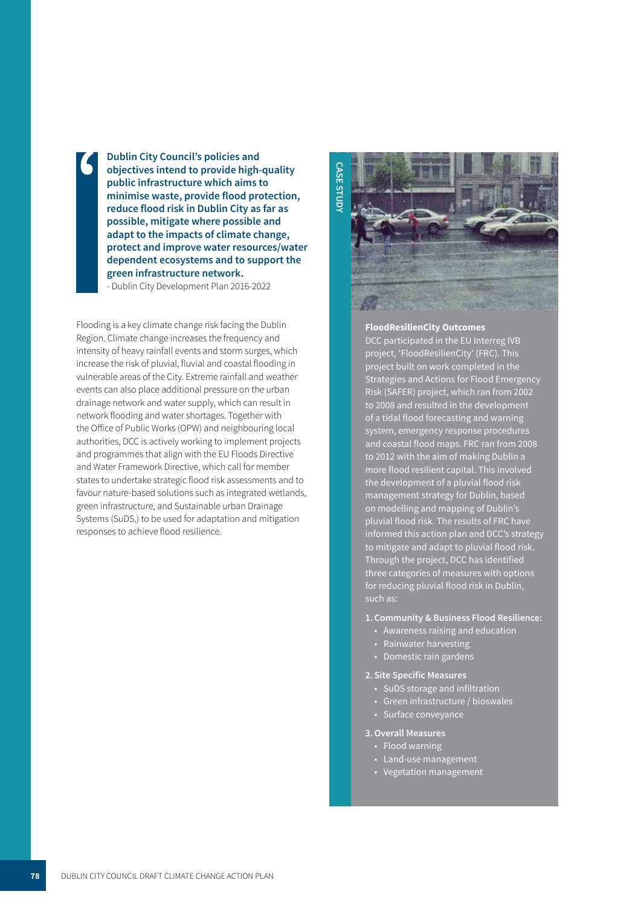> **Dublin City Council's policies and objectives intend to provide high-quality public infrastructure which aims to minimise waste, provide flood protection, reduce flood risk in Dublin City as far as possible, mitigate where possible and adapt to the impacts of climate change, protect and improve water resources/water dependent ecosystems and to support the green infrastructure network.**
> - Dublin City Development Plan 2016-2022

Flooding is a key climate change risk facing the Dublin Region. Climate change increases the frequency and intensity of heavy rainfall events and storm surges, which increase the risk of pluvial, fluvial and coastal flooding in vulnerable areas of the City. Extreme rainfall and weather events can also place additional pressure on the urban drainage network and water supply, which can result in network flooding and water shortages. Together with the Office of Public Works (OPW) and neighbouring local authorities, DCC is actively working to implement projects and programmes that align with the EU Floods Directive and Water Framework Directive, which call for member states to undertake strategic flood risk assessments and to favour nature-based solutions such as integrated wetlands, green infrastructure, and Sustainable urban Drainage Systems (SuDS,) to be used for adaptation and mitigation responses to achieve flood resilience.

## CASE STUDY

**FloodResilienCity Outcomes**

DCC participated in the EU Interreg IVB project, 'FloodResilienCity' (FRC). This project built on work completed in the Strategies and Actions for Flood Emergency Risk (SAFER) project, which ran from 2002 to 2008 and resulted in the development of a tidal flood forecasting and warning system, emergency response procedures and coastal flood maps. FRC ran from 2008 to 2012 with the aim of making Dublin a more flood resilient capital. This involved the development of a pluvial flood risk management strategy for Dublin, based on modelling and mapping of Dublin's pluvial flood risk. The results of FRC have informed this action plan and DCC's strategy to mitigate and adapt to pluvial flood risk. Through the project, DCC has identified three categories of measures with options for reducing pluvial flood risk in Dublin, such as:

**1. Community & Business Flood Resilience:**
- Awareness raising and education
- Rainwater harvesting
- Domestic rain gardens

**2. Site Specific Measures**
- SuDS storage and infiltration
- Green infrastructure / bioswales
- Surface conveyance

**3. Overall Measures**
- Flood warning
- Land-use management
- Vegetation management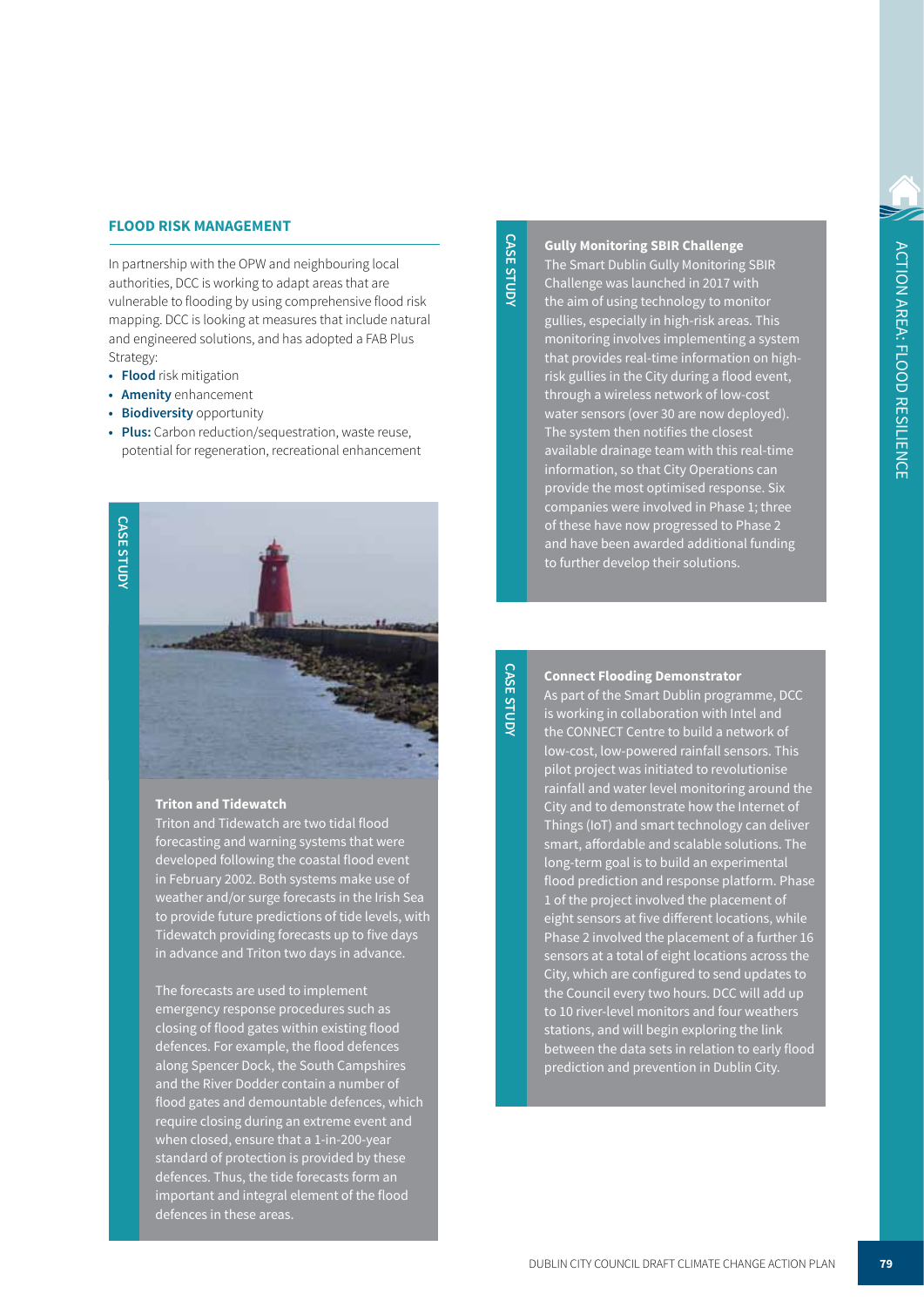## FLOOD RISK MANAGEMENT

In partnership with the OPW and neighbouring local authorities, DCC is working to adapt areas that are vulnerable to flooding by using comprehensive flood risk mapping. DCC is looking at measures that include natural and engineered solutions, and has adopted a FAB Plus Strategy:

- **Flood** risk mitigation
- **Amenity** enhancement
- **Biodiversity** opportunity
- **Plus:** Carbon reduction/sequestration, waste reuse, potential for regeneration, recreational enhancement

CASE STUDY

**Triton and Tidewatch**

Triton and Tidewatch are two tidal flood forecasting and warning systems that were developed following the coastal flood event in February 2002. Both systems make use of weather and/or surge forecasts in the Irish Sea to provide future predictions of tide levels, with Tidewatch providing forecasts up to five days in advance and Triton two days in advance.

The forecasts are used to implement emergency response procedures such as closing of flood gates within existing flood defences. For example, the flood defences along Spencer Dock, the South Campshires and the River Dodder contain a number of flood gates and demountable defences, which require closing during an extreme event and when closed, ensure that a 1-in-200-year standard of protection is provided by these defences. Thus, the tide forecasts form an important and integral element of the flood defences in these areas.

CASE STUDY

**Gully Monitoring SBIR Challenge**

The Smart Dublin Gully Monitoring SBIR Challenge was launched in 2017 with the aim of using technology to monitor gullies, especially in high-risk areas. This monitoring involves implementing a system that provides real-time information on high-risk gullies in the City during a flood event, through a wireless network of low-cost water sensors (over 30 are now deployed). The system then notifies the closest available drainage team with this real-time information, so that City Operations can provide the most optimised response. Six companies were involved in Phase 1; three of these have now progressed to Phase 2 and have been awarded additional funding to further develop their solutions.

CASE STUDY

**Connect Flooding Demonstrator**

As part of the Smart Dublin programme, DCC is working in collaboration with Intel and the CONNECT Centre to build a network of low-cost, low-powered rainfall sensors. This pilot project was initiated to revolutionise rainfall and water level monitoring around the City and to demonstrate how the Internet of Things (IoT) and smart technology can deliver smart, affordable and scalable solutions. The long-term goal is to build an experimental flood prediction and response platform. Phase 1 of the project involved the placement of eight sensors at five different locations, while Phase 2 involved the placement of a further 16 sensors at a total of eight locations across the City, which are configured to send updates to the Council every two hours. DCC will add up to 10 river-level monitors and four weathers stations, and will begin exploring the link between the data sets in relation to early flood prediction and prevention in Dublin City.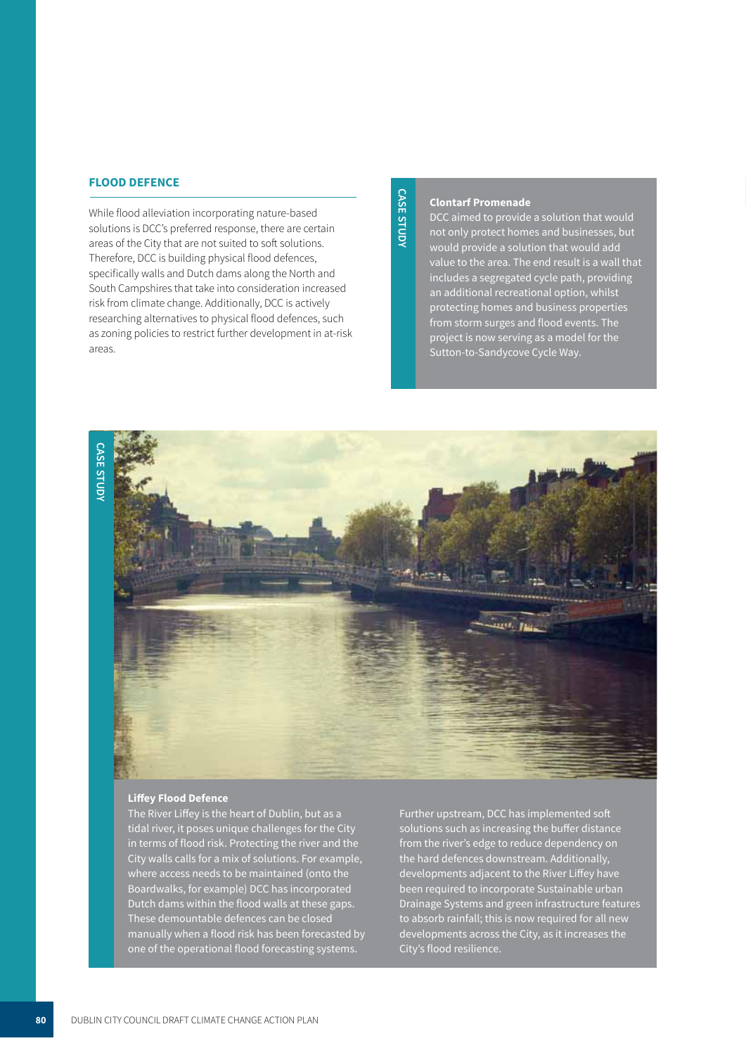## FLOOD DEFENCE

While flood alleviation incorporating nature-based solutions is DCC's preferred response, there are certain areas of the City that are not suited to soft solutions. Therefore, DCC is building physical flood defences, specifically walls and Dutch dams along the North and South Campshires that take into consideration increased risk from climate change. Additionally, DCC is actively researching alternatives to physical flood defences, such as zoning policies to restrict further development in at-risk areas.

**CASE STUDY**

**Clontarf Promenade**

DCC aimed to provide a solution that would not only protect homes and businesses, but would provide a solution that would add value to the area. The end result is a wall that includes a segregated cycle path, providing an additional recreational option, whilst protecting homes and business properties from storm surges and flood events. The project is now serving as a model for the Sutton-to-Sandycove Cycle Way.

**CASE STUDY**

**Liffey Flood Defence**

The River Liffey is the heart of Dublin, but as a tidal river, it poses unique challenges for the City in terms of flood risk. Protecting the river and the City walls calls for a mix of solutions. For example, where access needs to be maintained (onto the Boardwalks, for example) DCC has incorporated Dutch dams within the flood walls at these gaps. These demountable defences can be closed manually when a flood risk has been forecasted by one of the operational flood forecasting systems.

Further upstream, DCC has implemented soft solutions such as increasing the buffer distance from the river's edge to reduce dependency on the hard defences downstream. Additionally, developments adjacent to the River Liffey have been required to incorporate Sustainable urban Drainage Systems and green infrastructure features to absorb rainfall; this is now required for all new developments across the City, as it increases the City's flood resilience.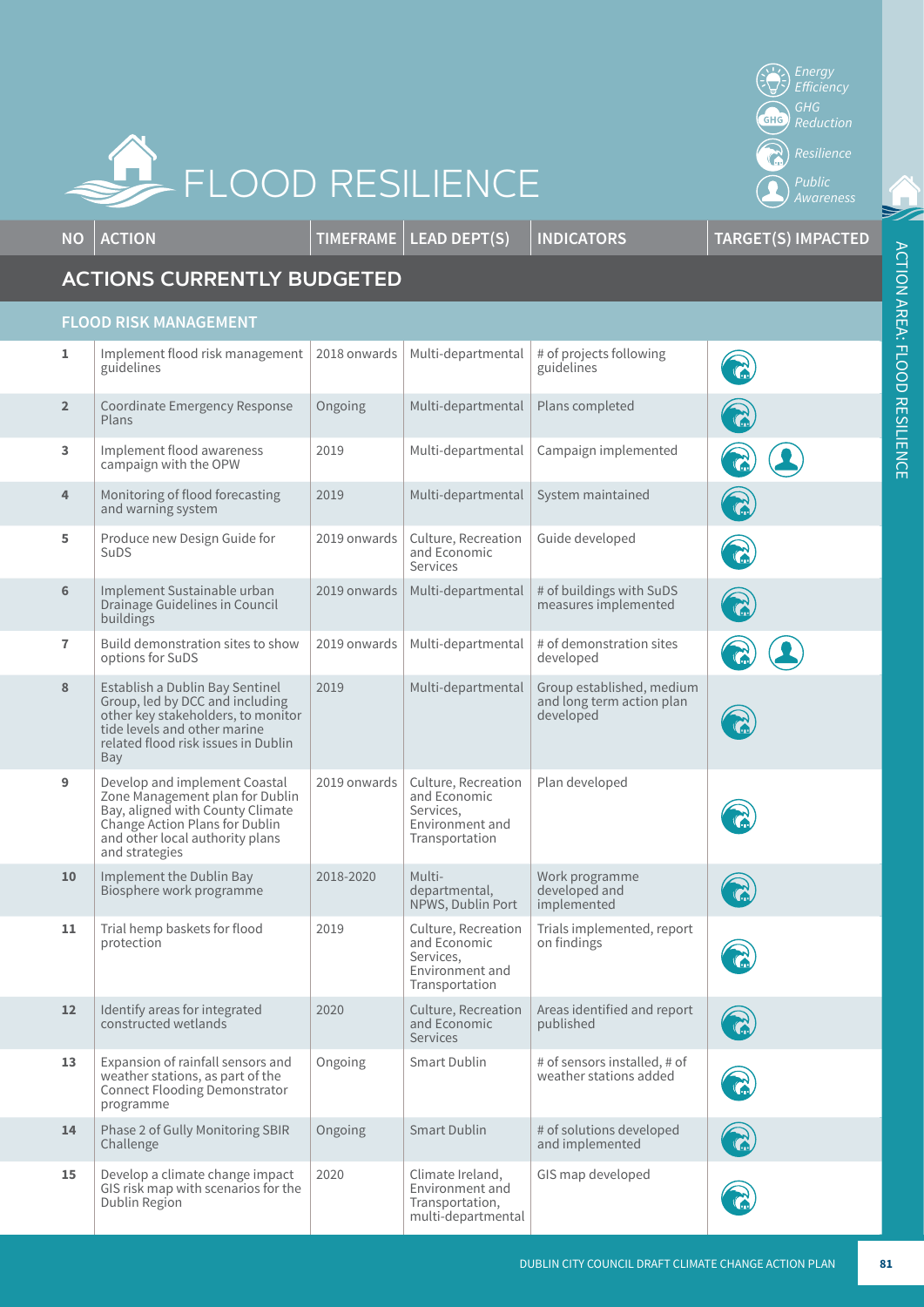# FLOOD RESILIENCE

Energy Efficiency | GHG Reduction | Resilience | Public Awareness

| NO | ACTION | TIMEFRAME | LEAD DEPT(S) | INDICATORS | TARGET(S) IMPACTED |
|---|---|---|---|---|---|
| **ACTIONS CURRENTLY BUDGETED** | | | | | |
| **FLOOD RISK MANAGEMENT** | | | | | |
| 1 | Implement flood risk management guidelines | 2018 onwards | Multi-departmental | # of projects following guidelines | Resilience |
| 2 | Coordinate Emergency Response Plans | Ongoing | Multi-departmental | Plans completed | Resilience |
| 3 | Implement flood awareness campaign with the OPW | 2019 | Multi-departmental | Campaign implemented | Resilience, Public Awareness |
| 4 | Monitoring of flood forecasting and warning system | 2019 | Multi-departmental | System maintained | Resilience |
| 5 | Produce new Design Guide for SuDS | 2019 onwards | Culture, Recreation and Economic Services | Guide developed | Resilience |
| 6 | Implement Sustainable urban Drainage Guidelines in Council buildings | 2019 onwards | Multi-departmental | # of buildings with SuDS measures implemented | Resilience |
| 7 | Build demonstration sites to show options for SuDS | 2019 onwards | Multi-departmental | # of demonstration sites developed | Resilience, Public Awareness |
| 8 | Establish a Dublin Bay Sentinel Group, led by DCC and including other key stakeholders, to monitor tide levels and other marine related flood risk issues in Dublin Bay | 2019 | Multi-departmental | Group established, medium and long term action plan developed | Resilience |
| 9 | Develop and implement Coastal Zone Management plan for Dublin Bay, aligned with County Climate Change Action Plans for Dublin and other local authority plans and strategies | 2019 onwards | Culture, Recreation and Economic Services, Environment and Transportation | Plan developed | Resilience |
| 10 | Implement the Dublin Bay Biosphere work programme | 2018-2020 | Multi-departmental, NPWS, Dublin Port | Work programme developed and implemented | Resilience |
| 11 | Trial hemp baskets for flood protection | 2019 | Culture, Recreation and Economic Services, Environment and Transportation | Trials implemented, report on findings | Resilience |
| 12 | Identify areas for integrated constructed wetlands | 2020 | Culture, Recreation and Economic Services | Areas identified and report published | Resilience |
| 13 | Expansion of rainfall sensors and weather stations, as part of the Connect Flooding Demonstrator programme | Ongoing | Smart Dublin | # of sensors installed, # of weather stations added | Resilience |
| 14 | Phase 2 of Gully Monitoring SBIR Challenge | Ongoing | Smart Dublin | # of solutions developed and implemented | Resilience |
| 15 | Develop a climate change impact GIS risk map with scenarios for the Dublin Region | 2020 | Climate Ireland, Environment and Transportation, multi-departmental | GIS map developed | Resilience |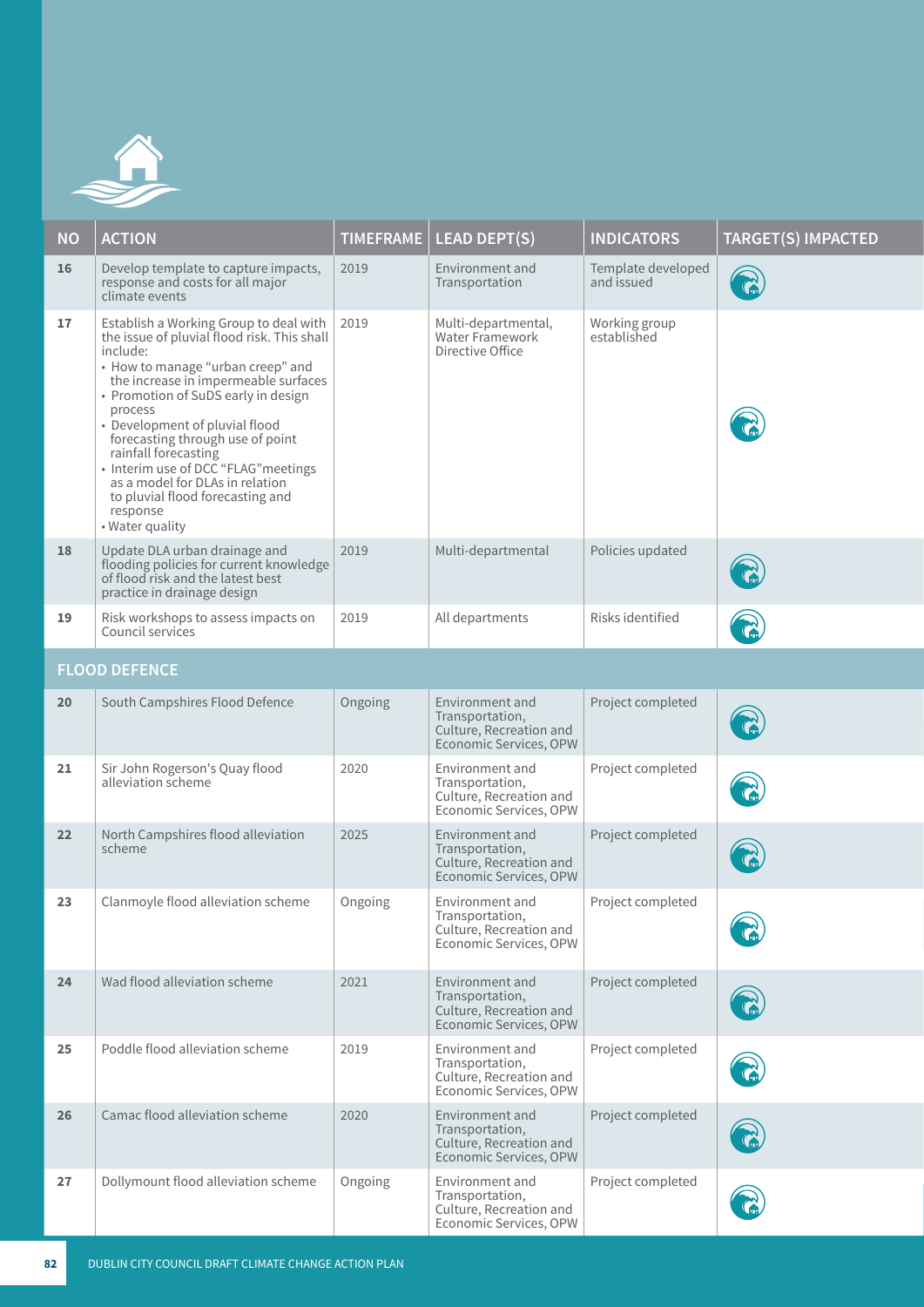| NO | ACTION | TIMEFRAME | LEAD DEPT(S) | INDICATORS | TARGET(S) IMPACTED |
|---|---|---|---|---|---|
| 16 | Develop template to capture impacts, response and costs for all major climate events | 2019 | Environment and Transportation | Template developed and issued | |
| 17 | Establish a Working Group to deal with the issue of pluvial flood risk. This shall include:<br>• How to manage "urban creep" and the increase in impermeable surfaces<br>• Promotion of SuDS early in design process<br>• Development of pluvial flood forecasting through use of point rainfall forecasting<br>• Interim use of DCC "FLAG"meetings as a model for DLAs in relation to pluvial flood forecasting and response<br>• Water quality | 2019 | Multi-departmental, Water Framework Directive Office | Working group established | |
| 18 | Update DLA urban drainage and flooding policies for current knowledge of flood risk and the latest best practice in drainage design | 2019 | Multi-departmental | Policies updated | |
| 19 | Risk workshops to assess impacts on Council services | 2019 | All departments | Risks identified | |
| **FLOOD DEFENCE** | | | | | |
| 20 | South Campshires Flood Defence | Ongoing | Environment and Transportation, Culture, Recreation and Economic Services, OPW | Project completed | |
| 21 | Sir John Rogerson's Quay flood alleviation scheme | 2020 | Environment and Transportation, Culture, Recreation and Economic Services, OPW | Project completed | |
| 22 | North Campshires flood alleviation scheme | 2025 | Environment and Transportation, Culture, Recreation and Economic Services, OPW | Project completed | |
| 23 | Clanmoyle flood alleviation scheme | Ongoing | Environment and Transportation, Culture, Recreation and Economic Services, OPW | Project completed | |
| 24 | Wad flood alleviation scheme | 2021 | Environment and Transportation, Culture, Recreation and Economic Services, OPW | Project completed | |
| 25 | Poddle flood alleviation scheme | 2019 | Environment and Transportation, Culture, Recreation and Economic Services, OPW | Project completed | |
| 26 | Camac flood alleviation scheme | 2020 | Environment and Transportation, Culture, Recreation and Economic Services, OPW | Project completed | |
| 27 | Dollymount flood alleviation scheme | Ongoing | Environment and Transportation, Culture, Recreation and Economic Services, OPW | Project completed | |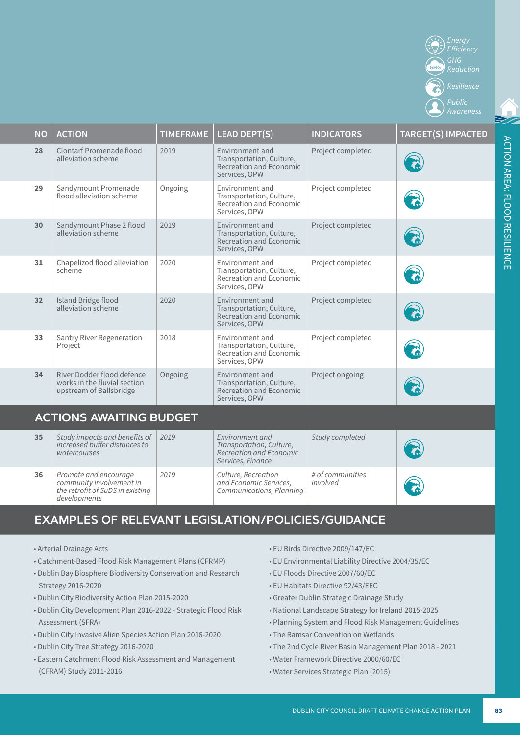Energy Efficiency

GHG Reduction

Resilience

Public Awareness

| NO | ACTION | TIMEFRAME | LEAD DEPT(S) | INDICATORS | TARGET(S) IMPACTED |
|---|---|---|---|---|---|
| 28 | Clontarf Promenade flood alleviation scheme | 2019 | Environment and Transportation, Culture, Recreation and Economic Services, OPW | Project completed | Resilience |
| 29 | Sandymount Promenade flood alleviation scheme | Ongoing | Environment and Transportation, Culture, Recreation and Economic Services, OPW | Project completed | Resilience |
| 30 | Sandymount Phase 2 flood alleviation scheme | 2019 | Environment and Transportation, Culture, Recreation and Economic Services, OPW | Project completed | Resilience |
| 31 | Chapelizod flood alleviation scheme | 2020 | Environment and Transportation, Culture, Recreation and Economic Services, OPW | Project completed | Resilience |
| 32 | Island Bridge flood alleviation scheme | 2020 | Environment and Transportation, Culture, Recreation and Economic Services, OPW | Project completed | Resilience |
| 33 | Santry River Regeneration Project | 2018 | Environment and Transportation, Culture, Recreation and Economic Services, OPW | Project completed | Resilience |
| 34 | River Dodder flood defence works in the fluvial section upstream of Ballsbridge | Ongoing | Environment and Transportation, Culture, Recreation and Economic Services, OPW | Project ongoing | Resilience |
| **ACTIONS AWAITING BUDGET** | | | | | |
| 35 | *Study impacts and benefits of increased buffer distances to watercourses* | *2019* | *Environment and Transportation, Culture, Recreation and Economic Services, Finance* | *Study completed* | Resilience |
| 36 | *Promote and encourage community involvement in the retrofit of SuDS in existing developments* | *2019* | *Culture, Recreation and Economic Services, Communications, Planning* | *# of communities involved* | Resilience |

## EXAMPLES OF RELEVANT LEGISLATION/POLICIES/GUIDANCE

- Arterial Drainage Acts
- Catchment-Based Flood Risk Management Plans (CFRMP)
- Dublin Bay Biosphere Biodiversity Conservation and Research Strategy 2016-2020
- Dublin City Biodiversity Action Plan 2015-2020
- Dublin City Development Plan 2016-2022 - Strategic Flood Risk Assessment (SFRA)
- Dublin City Invasive Alien Species Action Plan 2016-2020
- Dublin City Tree Strategy 2016-2020
- Eastern Catchment Flood Risk Assessment and Management (CFRAM) Study 2011-2016
- EU Birds Directive 2009/147/EC
- EU Environmental Liability Directive 2004/35/EC
- EU Floods Directive 2007/60/EC
- EU Habitats Directive 92/43/EEC
- Greater Dublin Strategic Drainage Study
- National Landscape Strategy for Ireland 2015-2025
- Planning System and Flood Risk Management Guidelines
- The Ramsar Convention on Wetlands
- The 2nd Cycle River Basin Management Plan 2018 - 2021
- Water Framework Directive 2000/60/EC
- Water Services Strategic Plan (2015)